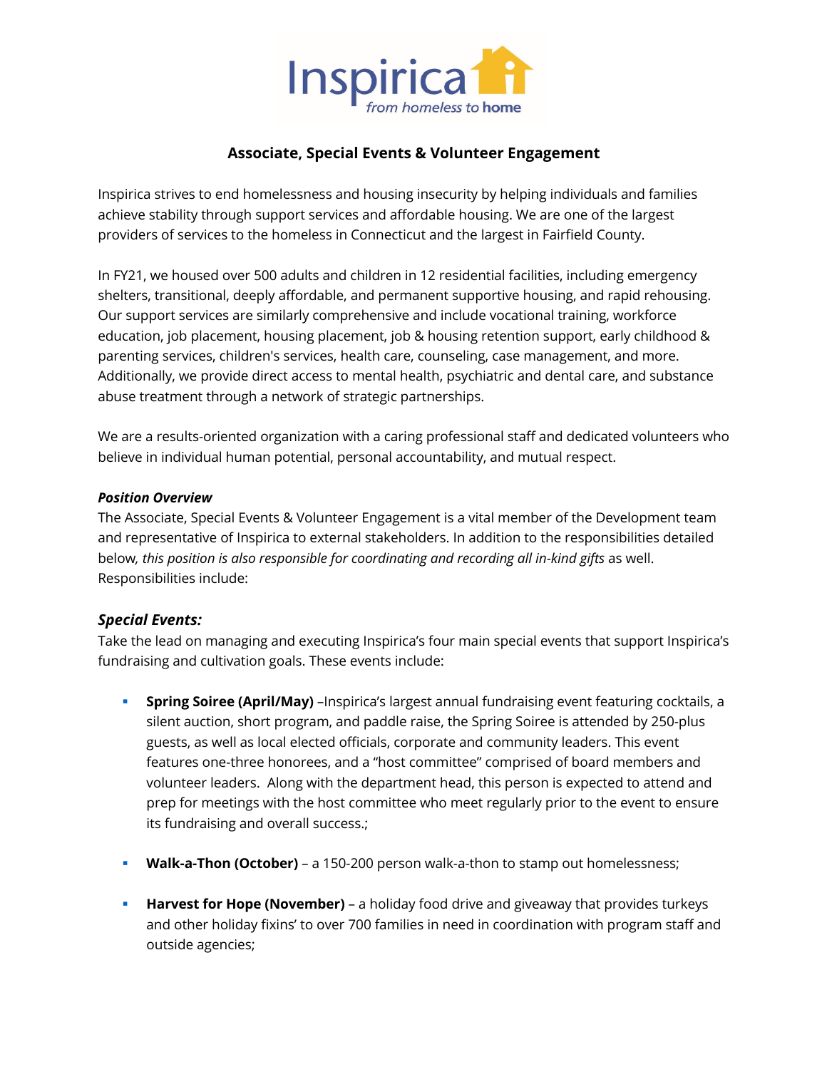# Associate, Special Events & Volunteer Engagement

Inspirica strives to end homelessness and housing insecurity by helping individuals and families achieve stability through support services and affordable housing. We are one of the largest providers of services to the homeless in Connecticut and the largest in Fairfield County.

In FY21, we housed over 500 adults and children in 12 residential facilities, including emergency shelters, transitional, deeply affordable, and permanent supportive housing, and rapid rehousing. Our support services are similarly comprehensive and include vocational training, workforce education, job placement, housing placement, job & housing retention support, early childhood & parenting services, children's services, health care, counseling, case management, and more. Additionally, we provide direct access to mental health, psychiatric and dental care, and substance abuse treatment through a network of strategic partnerships.

We are a results-oriented organization with a caring professional staff and dedicated volunteers who believe in individual human potential, personal accountability, and mutual respect.

***Position Overview***

The Associate, Special Events & Volunteer Engagement is a vital member of the Development team and representative of Inspirica to external stakeholders. In addition to the responsibilities detailed below*, this position is also responsible for coordinating and recording all in-kind gifts* as well. Responsibilities include:

## *Special Events:*

Take the lead on managing and executing Inspirica's four main special events that support Inspirica's fundraising and cultivation goals. These events include:

- **Spring Soiree (April/May)** –Inspirica's largest annual fundraising event featuring cocktails, a silent auction, short program, and paddle raise, the Spring Soiree is attended by 250-plus guests, as well as local elected officials, corporate and community leaders. This event features one-three honorees, and a "host committee" comprised of board members and volunteer leaders. Along with the department head, this person is expected to attend and prep for meetings with the host committee who meet regularly prior to the event to ensure its fundraising and overall success.;

- **Walk-a-Thon (October)** – a 150-200 person walk-a-thon to stamp out homelessness;

- **Harvest for Hope (November)** – a holiday food drive and giveaway that provides turkeys and other holiday fixins' to over 700 families in need in coordination with program staff and outside agencies;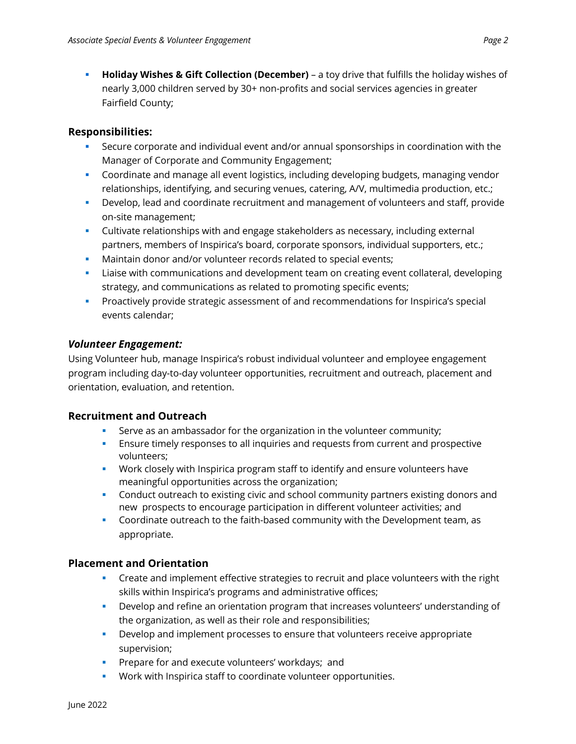- **Holiday Wishes & Gift Collection (December)** – a toy drive that fulfills the holiday wishes of nearly 3,000 children served by 30+ non-profits and social services agencies in greater Fairfield County;

### Responsibilities:

- Secure corporate and individual event and/or annual sponsorships in coordination with the Manager of Corporate and Community Engagement;
- Coordinate and manage all event logistics, including developing budgets, managing vendor relationships, identifying, and securing venues, catering, A/V, multimedia production, etc.;
- Develop, lead and coordinate recruitment and management of volunteers and staff, provide on-site management;
- Cultivate relationships with and engage stakeholders as necessary, including external partners, members of Inspirica's board, corporate sponsors, individual supporters, etc.;
- Maintain donor and/or volunteer records related to special events;
- Liaise with communications and development team on creating event collateral, developing strategy, and communications as related to promoting specific events;
- Proactively provide strategic assessment of and recommendations for Inspirica's special events calendar;

### *Volunteer Engagement:*

Using Volunteer hub, manage Inspirica's robust individual volunteer and employee engagement program including day-to-day volunteer opportunities, recruitment and outreach, placement and orientation, evaluation, and retention.

### Recruitment and Outreach

- Serve as an ambassador for the organization in the volunteer community;
- Ensure timely responses to all inquiries and requests from current and prospective volunteers;
- Work closely with Inspirica program staff to identify and ensure volunteers have meaningful opportunities across the organization;
- Conduct outreach to existing civic and school community partners existing donors and new prospects to encourage participation in different volunteer activities; and
- Coordinate outreach to the faith-based community with the Development team, as appropriate.

### Placement and Orientation

- Create and implement effective strategies to recruit and place volunteers with the right skills within Inspirica's programs and administrative offices;
- Develop and refine an orientation program that increases volunteers' understanding of the organization, as well as their role and responsibilities;
- Develop and implement processes to ensure that volunteers receive appropriate supervision;
- Prepare for and execute volunteers' workdays; and
- Work with Inspirica staff to coordinate volunteer opportunities.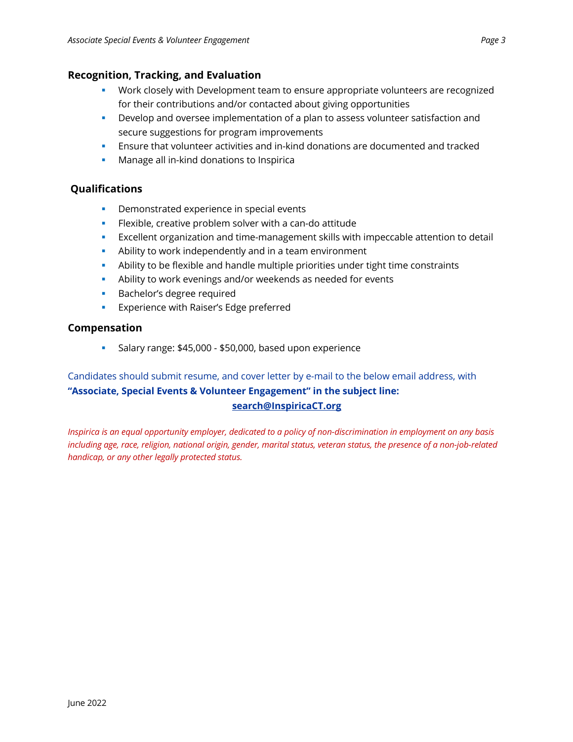### Recognition, Tracking, and Evaluation

- Work closely with Development team to ensure appropriate volunteers are recognized for their contributions and/or contacted about giving opportunities
- Develop and oversee implementation of a plan to assess volunteer satisfaction and secure suggestions for program improvements
- Ensure that volunteer activities and in-kind donations are documented and tracked
- Manage all in-kind donations to Inspirica

### Qualifications

- Demonstrated experience in special events
- Flexible, creative problem solver with a can-do attitude
- Excellent organization and time-management skills with impeccable attention to detail
- Ability to work independently and in a team environment
- Ability to be flexible and handle multiple priorities under tight time constraints
- Ability to work evenings and/or weekends as needed for events
- Bachelor's degree required
- Experience with Raiser's Edge preferred

### Compensation

- Salary range: $45,000 - $50,000, based upon experience

Candidates should submit resume, and cover letter by e-mail to the below email address, with **"Associate, Special Events & Volunteer Engagement" in the subject line:**

**search@InspiricaCT.org**

*Inspirica is an equal opportunity employer, dedicated to a policy of non-discrimination in employment on any basis including age, race, religion, national origin, gender, marital status, veteran status, the presence of a non-job-related handicap, or any other legally protected status.*

June 2022